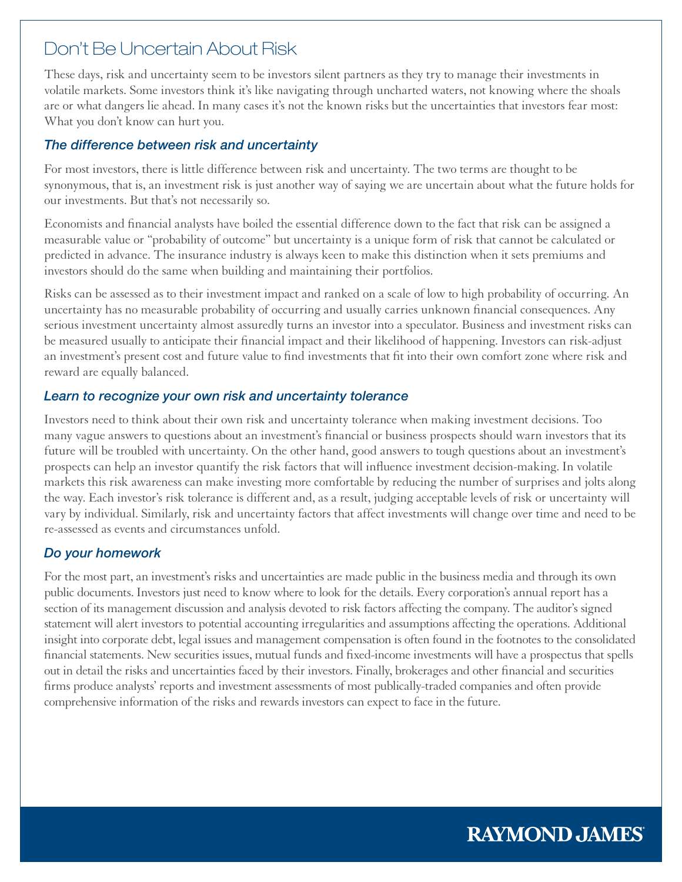# Don't Be Uncertain About Risk

These days, risk and uncertainty seem to be investors silent partners as they try to manage their investments in volatile markets. Some investors think it's like navigating through uncharted waters, not knowing where the shoals are or what dangers lie ahead. In many cases it's not the known risks but the uncertainties that investors fear most: What you don't know can hurt you.

### *The difference between risk and uncertainty*

For most investors, there is little difference between risk and uncertainty. The two terms are thought to be synonymous, that is, an investment risk is just another way of saying we are uncertain about what the future holds for our investments. But that's not necessarily so.

Economists and financial analysts have boiled the essential difference down to the fact that risk can be assigned a measurable value or "probability of outcome" but uncertainty is a unique form of risk that cannot be calculated or predicted in advance. The insurance industry is always keen to make this distinction when it sets premiums and investors should do the same when building and maintaining their portfolios.

Risks can be assessed as to their investment impact and ranked on a scale of low to high probability of occurring. An uncertainty has no measurable probability of occurring and usually carries unknown financial consequences. Any serious investment uncertainty almost assuredly turns an investor into a speculator. Business and investment risks can be measured usually to anticipate their financial impact and their likelihood of happening. Investors can risk-adjust an investment's present cost and future value to find investments that fit into their own comfort zone where risk and reward are equally balanced.

### *Learn to recognize your own risk and uncertainty tolerance*

Investors need to think about their own risk and uncertainty tolerance when making investment decisions. Too many vague answers to questions about an investment's financial or business prospects should warn investors that its future will be troubled with uncertainty. On the other hand, good answers to tough questions about an investment's prospects can help an investor quantify the risk factors that will influence investment decision-making. In volatile markets this risk awareness can make investing more comfortable by reducing the number of surprises and jolts along the way. Each investor's risk tolerance is different and, as a result, judging acceptable levels of risk or uncertainty will vary by individual. Similarly, risk and uncertainty factors that affect investments will change over time and need to be re-assessed as events and circumstances unfold.

### *Do your homework*

For the most part, an investment's risks and uncertainties are made public in the business media and through its own public documents. Investors just need to know where to look for the details. Every corporation's annual report has a section of its management discussion and analysis devoted to risk factors affecting the company. The auditor's signed statement will alert investors to potential accounting irregularities and assumptions affecting the operations. Additional insight into corporate debt, legal issues and management compensation is often found in the footnotes to the consolidated financial statements. New securities issues, mutual funds and fixed-income investments will have a prospectus that spells out in detail the risks and uncertainties faced by their investors. Finally, brokerages and other financial and securities firms produce analysts' reports and investment assessments of most publically-traded companies and often provide comprehensive information of the risks and rewards investors can expect to face in the future.

RAYMOND JAMES®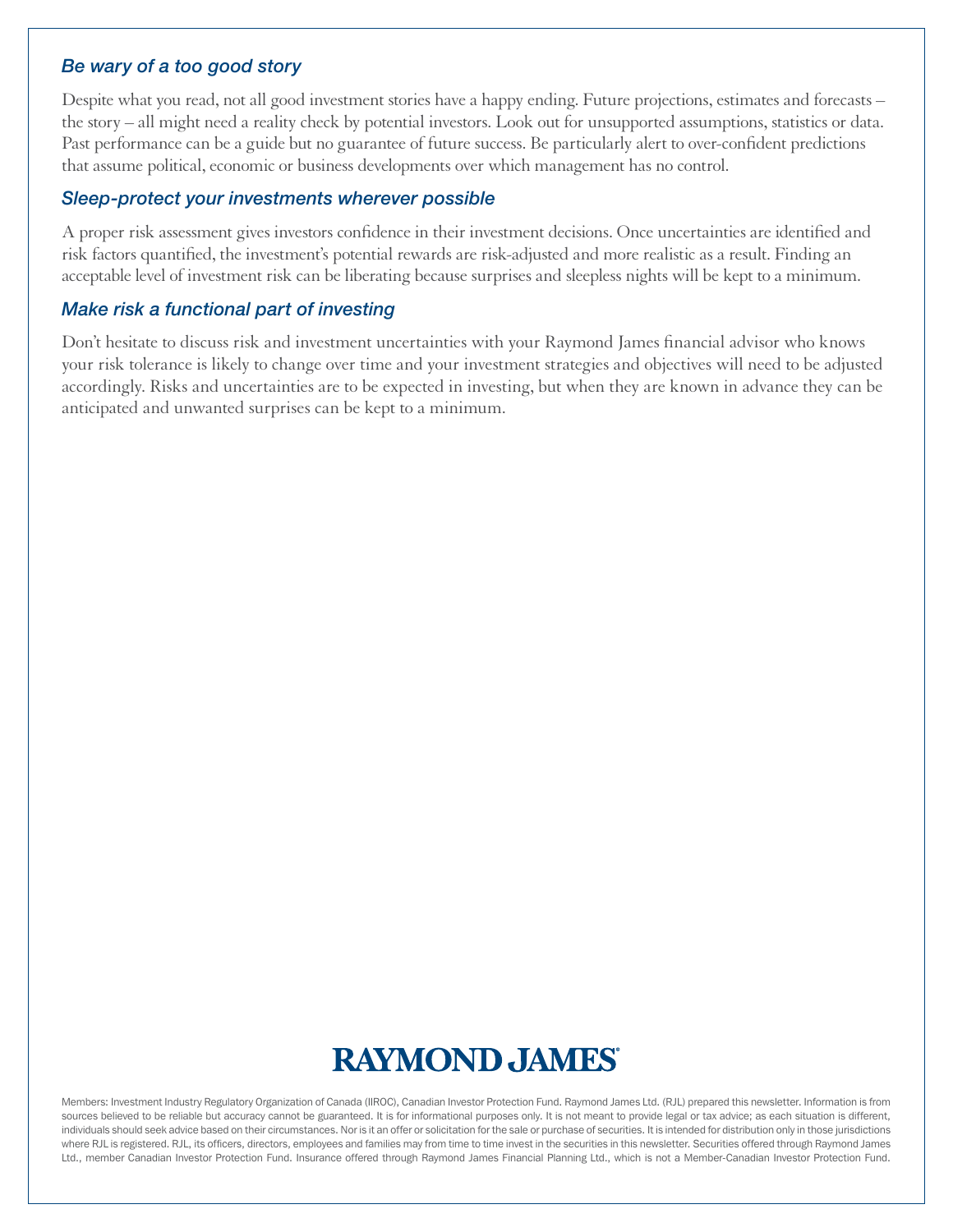### *Be wary of a too good story*

Despite what you read, not all good investment stories have a happy ending. Future projections, estimates and forecasts – the story – all might need a reality check by potential investors. Look out for unsupported assumptions, statistics or data. Past performance can be a guide but no guarantee of future success. Be particularly alert to over-confident predictions that assume political, economic or business developments over which management has no control.

### *Sleep-protect your investments wherever possible*

A proper risk assessment gives investors confidence in their investment decisions. Once uncertainties are identified and risk factors quantified, the investment's potential rewards are risk-adjusted and more realistic as a result. Finding an acceptable level of investment risk can be liberating because surprises and sleepless nights will be kept to a minimum.

### *Make risk a functional part of investing*

Don't hesitate to discuss risk and investment uncertainties with your Raymond James financial advisor who knows your risk tolerance is likely to change over time and your investment strategies and objectives will need to be adjusted accordingly. Risks and uncertainties are to be expected in investing, but when they are known in advance they can be anticipated and unwanted surprises can be kept to a minimum.

**RAYMOND JAMES®**

Members: Investment Industry Regulatory Organization of Canada (IIROC), Canadian Investor Protection Fund. Raymond James Ltd. (RJL) prepared this newsletter. Information is from sources believed to be reliable but accuracy cannot be guaranteed. It is for informational purposes only. It is not meant to provide legal or tax advice; as each situation is different, individuals should seek advice based on their circumstances. Nor is it an offer or solicitation for the sale or purchase of securities. It is intended for distribution only in those jurisdictions where RJL is registered. RJL, its officers, directors, employees and families may from time to time invest in the securities in this newsletter. Securities offered through Raymond James Ltd., member Canadian Investor Protection Fund. Insurance offered through Raymond James Financial Planning Ltd., which is not a Member-Canadian Investor Protection Fund.